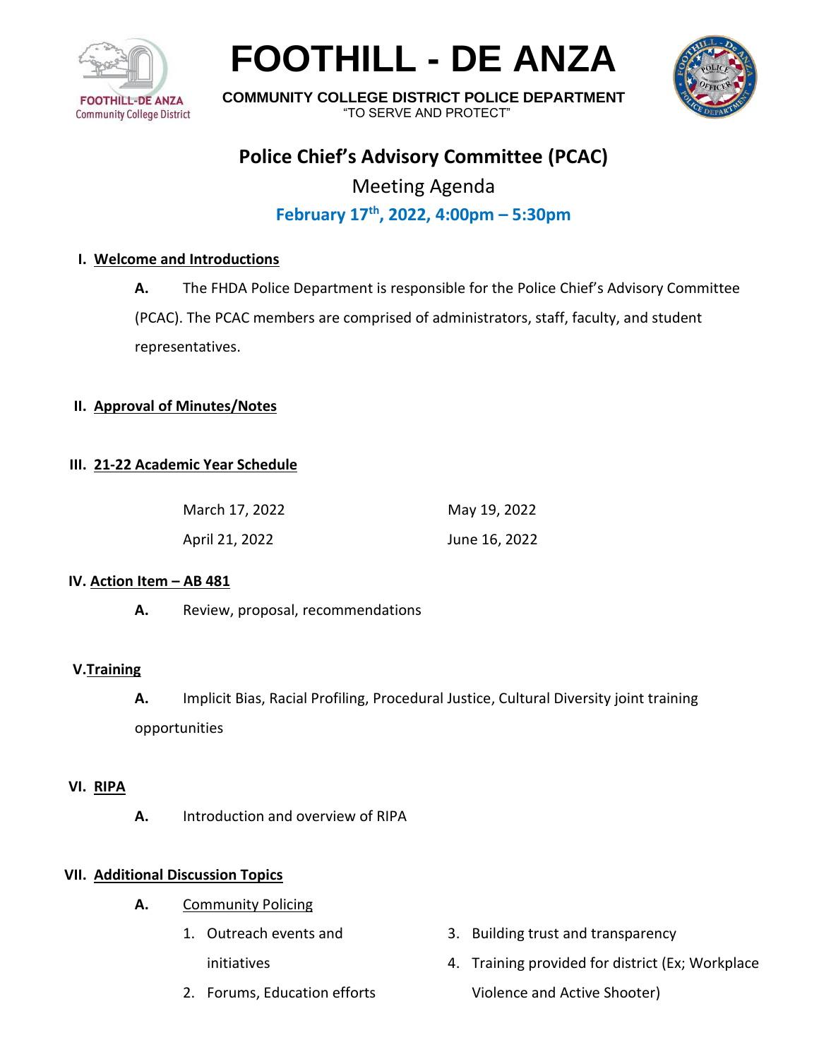# FOOTHILL - DE ANZA

**COMMUNITY COLLEGE DISTRICT POLICE DEPARTMENT**
"TO SERVE AND PROTECT"

## Police Chief's Advisory Committee (PCAC)

Meeting Agenda

**February 17th, 2022, 4:00pm – 5:30pm**

### I. Welcome and Introductions

**A.** The FHDA Police Department is responsible for the Police Chief's Advisory Committee (PCAC). The PCAC members are comprised of administrators, staff, faculty, and student representatives.

### II. Approval of Minutes/Notes

### III. 21-22 Academic Year Schedule

| | |
|---|---|
| March 17, 2022 | May 19, 2022 |
| April 21, 2022 | June 16, 2022 |

### IV. Action Item – AB 481

**A.** Review, proposal, recommendations

### V. Training

**A.** Implicit Bias, Racial Profiling, Procedural Justice, Cultural Diversity joint training opportunities

### VI. RIPA

**A.** Introduction and overview of RIPA

### VII. Additional Discussion Topics

**A.** Community Policing

1. Outreach events and initiatives
2. Forums, Education efforts
3. Building trust and transparency
4. Training provided for district (Ex; Workplace Violence and Active Shooter)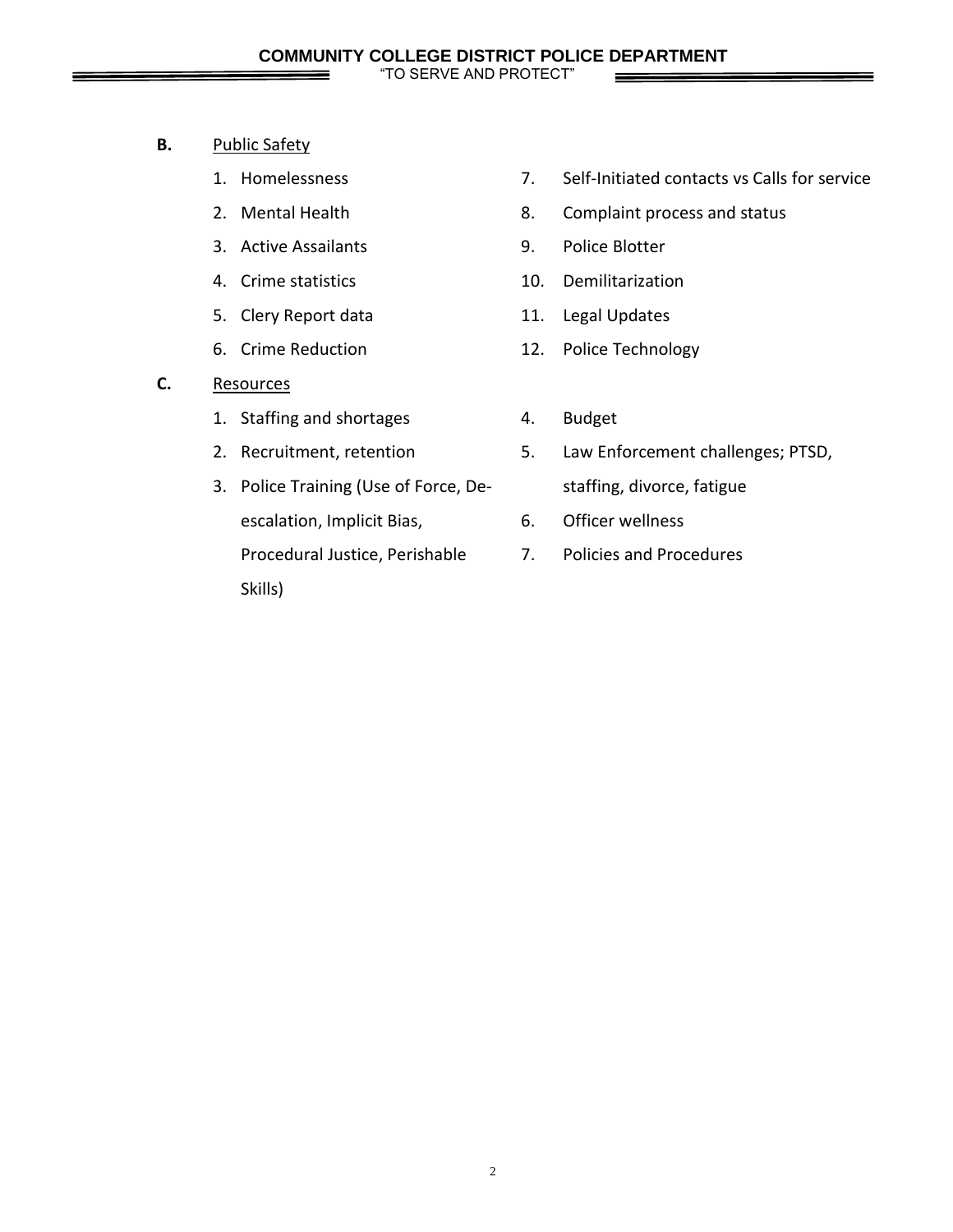**B.** <u>Public Safety</u>

1. Homelessness
2. Mental Health
3. Active Assailants
4. Crime statistics
5. Clery Report data
6. Crime Reduction
7. Self-Initiated contacts vs Calls for service
8. Complaint process and status
9. Police Blotter
10. Demilitarization
11. Legal Updates
12. Police Technology

**C.** <u>Resources</u>

1. Staffing and shortages
2. Recruitment, retention
3. Police Training (Use of Force, De-escalation, Implicit Bias, Procedural Justice, Perishable Skills)
4. Budget
5. Law Enforcement challenges; PTSD, staffing, divorce, fatigue
6. Officer wellness
7. Policies and Procedures